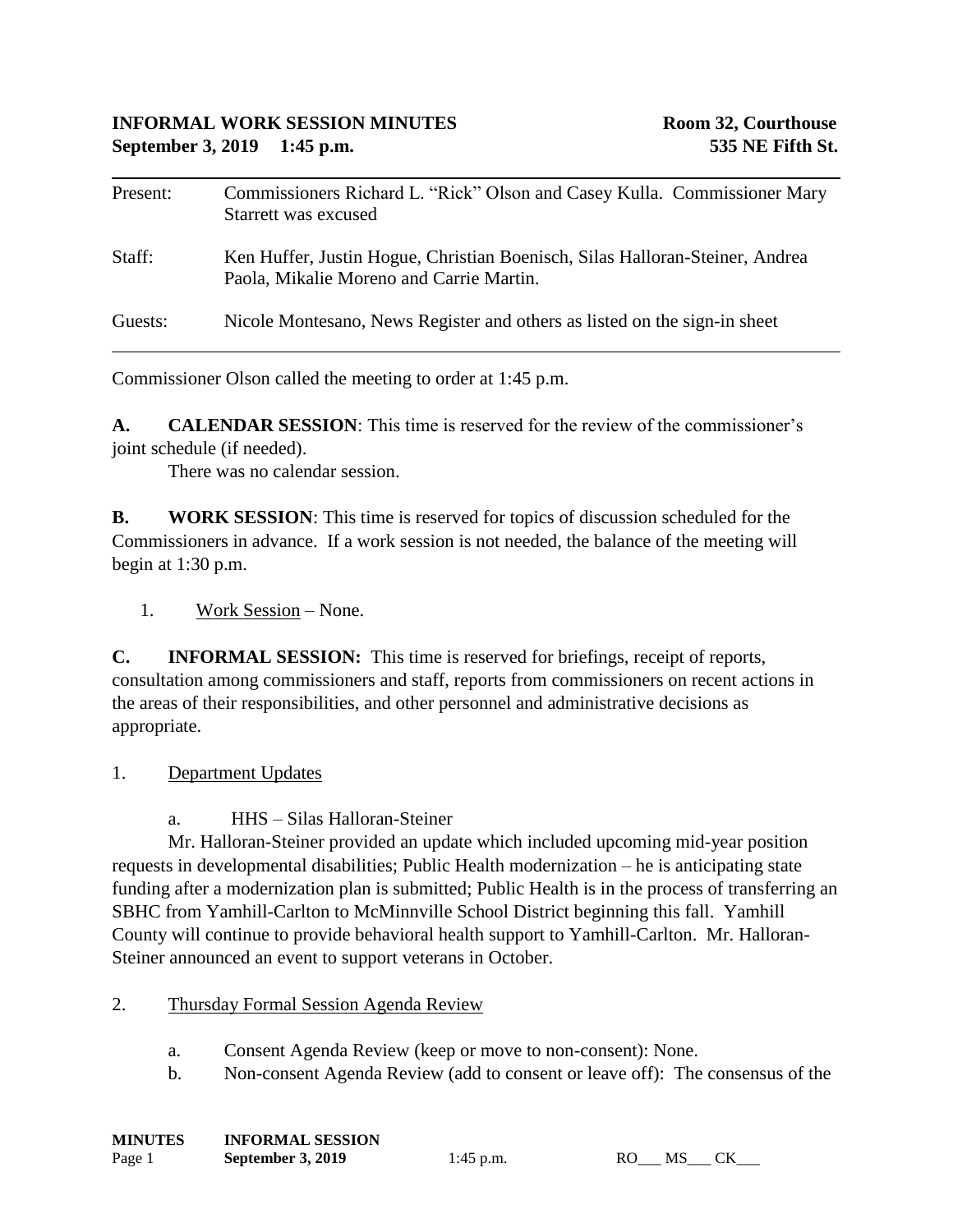**INFORMAL WORK SESSION MINUTES** | **Room 32, Courthouse**
**September 3, 2019 1:45 p.m.** | **535 NE Fifth St.**

---

| | |
|---|---|
| Present: | Commissioners Richard L. "Rick" Olson and Casey Kulla. Commissioner Mary Starrett was excused |
| Staff: | Ken Huffer, Justin Hogue, Christian Boenisch, Silas Halloran-Steiner, Andrea Paola, Mikalie Moreno and Carrie Martin. |
| Guests: | Nicole Montesano, News Register and others as listed on the sign-in sheet |

---

Commissioner Olson called the meeting to order at 1:45 p.m.

**A. CALENDAR SESSION**: This time is reserved for the review of the commissioner's joint schedule (if needed).

There was no calendar session.

**B. WORK SESSION**: This time is reserved for topics of discussion scheduled for the Commissioners in advance. If a work session is not needed, the balance of the meeting will begin at 1:30 p.m.

1. Work Session – None.

**C. INFORMAL SESSION:** This time is reserved for briefings, receipt of reports, consultation among commissioners and staff, reports from commissioners on recent actions in the areas of their responsibilities, and other personnel and administrative decisions as appropriate.

1. Department Updates

   a. HHS – Silas Halloran-Steiner

   Mr. Halloran-Steiner provided an update which included upcoming mid-year position requests in developmental disabilities; Public Health modernization – he is anticipating state funding after a modernization plan is submitted; Public Health is in the process of transferring an SBHC from Yamhill-Carlton to McMinnville School District beginning this fall. Yamhill County will continue to provide behavioral health support to Yamhill-Carlton. Mr. Halloran-Steiner announced an event to support veterans in October.

2. Thursday Formal Session Agenda Review

   a. Consent Agenda Review (keep or move to non-consent): None.

   b. Non-consent Agenda Review (add to consent or leave off): The consensus of the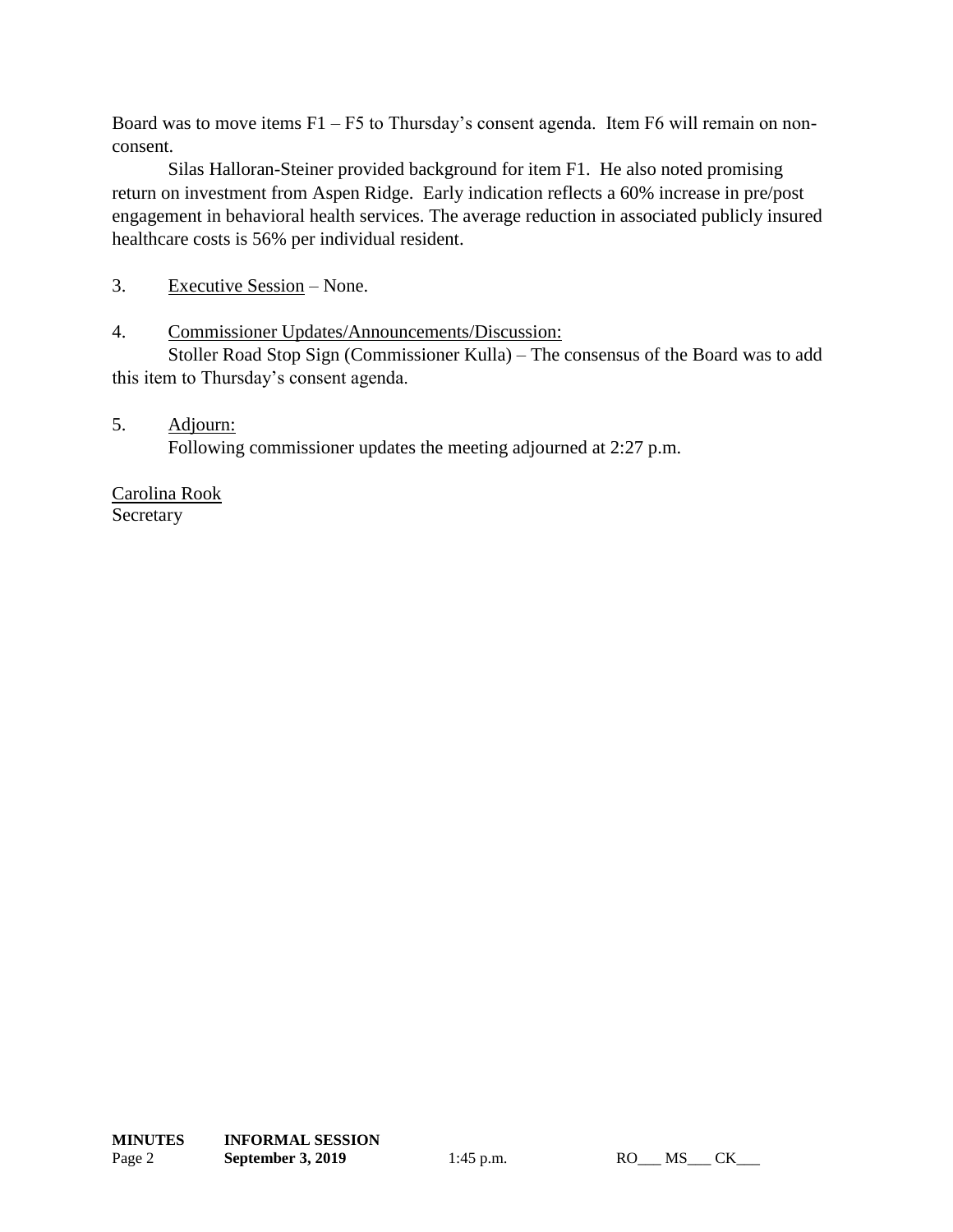Board was to move items F1 – F5 to Thursday's consent agenda. Item F6 will remain on non-consent.

Silas Halloran-Steiner provided background for item F1. He also noted promising return on investment from Aspen Ridge. Early indication reflects a 60% increase in pre/post engagement in behavioral health services. The average reduction in associated publicly insured healthcare costs is 56% per individual resident.

3. Executive Session – None.

4. Commissioner Updates/Announcements/Discussion:

Stoller Road Stop Sign (Commissioner Kulla) – The consensus of the Board was to add this item to Thursday's consent agenda.

5. Adjourn:

Following commissioner updates the meeting adjourned at 2:27 p.m.

Carolina Rook
Secretary